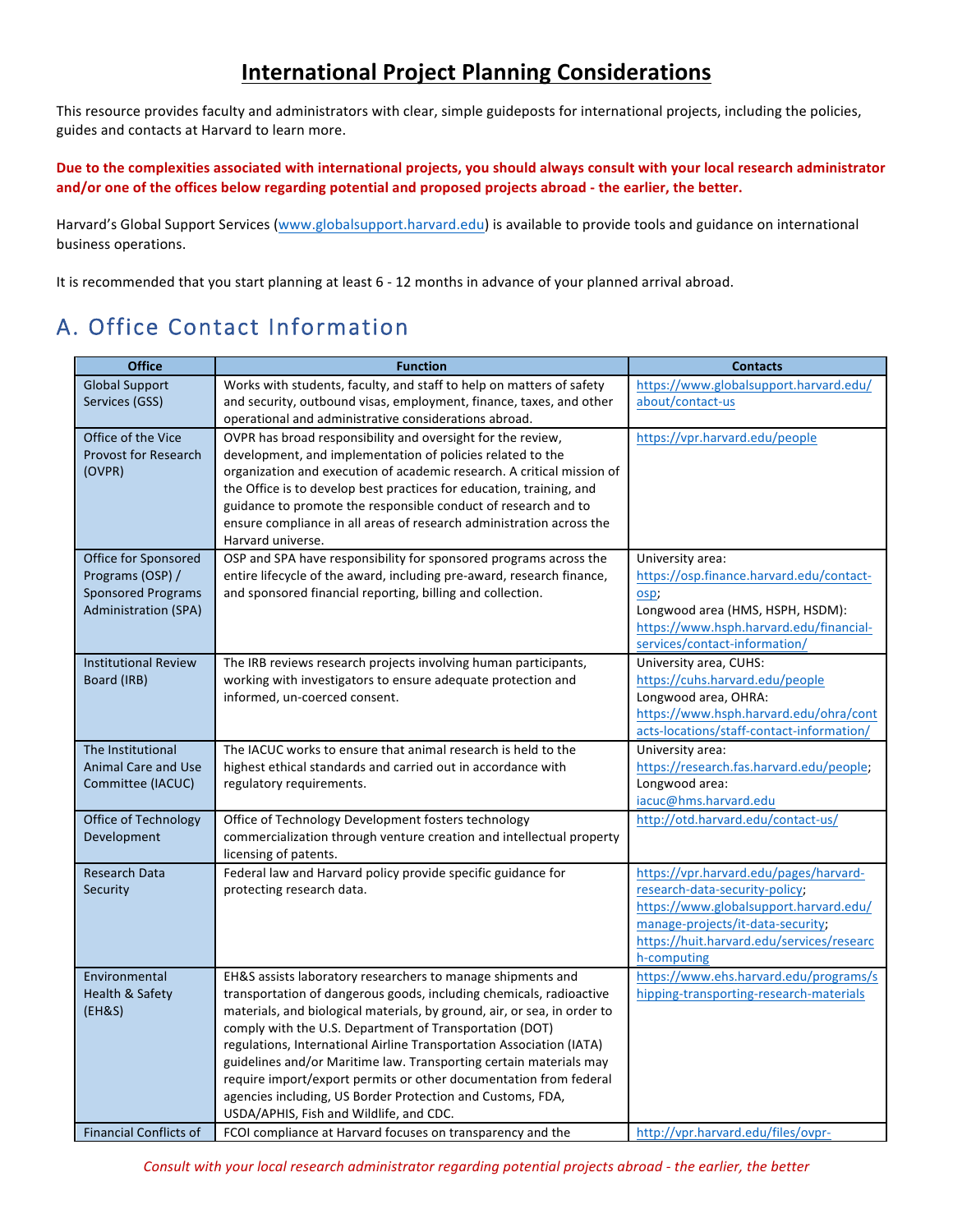# International Project Planning Considerations

This resource provides faculty and administrators with clear, simple guideposts for international projects, including the policies, guides and contacts at Harvard to learn more.

**Due to the complexities associated with international projects, you should always consult with your local research administrator and/or one of the offices below regarding potential and proposed projects abroad - the earlier, the better.**

Harvard's Global Support Services (www.globalsupport.harvard.edu) is available to provide tools and guidance on international business operations.

It is recommended that you start planning at least 6 - 12 months in advance of your planned arrival abroad.

## A. Office Contact Information

| Office | Function | Contacts |
|---|---|---|
| Global Support Services (GSS) | Works with students, faculty, and staff to help on matters of safety and security, outbound visas, employment, finance, taxes, and other operational and administrative considerations abroad. | https://www.globalsupport.harvard.edu/about/contact-us |
| Office of the Vice Provost for Research (OVPR) | OVPR has broad responsibility and oversight for the review, development, and implementation of policies related to the organization and execution of academic research. A critical mission of the Office is to develop best practices for education, training, and guidance to promote the responsible conduct of research and to ensure compliance in all areas of research administration across the Harvard universe. | https://vpr.harvard.edu/people |
| Office for Sponsored Programs (OSP) / Sponsored Programs Administration (SPA) | OSP and SPA have responsibility for sponsored programs across the entire lifecycle of the award, including pre-award, research finance, and sponsored financial reporting, billing and collection. | University area: https://osp.finance.harvard.edu/contact-osp; Longwood area (HMS, HSPH, HSDM): https://www.hsph.harvard.edu/financial-services/contact-information/ |
| Institutional Review Board (IRB) | The IRB reviews research projects involving human participants, working with investigators to ensure adequate protection and informed, un-coerced consent. | University area, CUHS: https://cuhs.harvard.edu/people Longwood area, OHRA: https://www.hsph.harvard.edu/ohra/contacts-locations/staff-contact-information/ |
| The Institutional Animal Care and Use Committee (IACUC) | The IACUC works to ensure that animal research is held to the highest ethical standards and carried out in accordance with regulatory requirements. | University area: https://research.fas.harvard.edu/people; Longwood area: iacuc@hms.harvard.edu |
| Office of Technology Development | Office of Technology Development fosters technology commercialization through venture creation and intellectual property licensing of patents. | http://otd.harvard.edu/contact-us/ |
| Research Data Security | Federal law and Harvard policy provide specific guidance for protecting research data. | https://vpr.harvard.edu/pages/harvard-research-data-security-policy; https://www.globalsupport.harvard.edu/manage-projects/it-data-security; https://huit.harvard.edu/services/research-computing |
| Environmental Health & Safety (EH&S) | EH&S assists laboratory researchers to manage shipments and transportation of dangerous goods, including chemicals, radioactive materials, and biological materials, by ground, air, or sea, in order to comply with the U.S. Department of Transportation (DOT) regulations, International Airline Transportation Association (IATA) guidelines and/or Maritime law. Transporting certain materials may require import/export permits or other documentation from federal agencies including, US Border Protection and Customs, FDA, USDA/APHIS, Fish and Wildlife, and CDC. | https://www.ehs.harvard.edu/programs/shipping-transporting-research-materials |
| Financial Conflicts of | FCOI compliance at Harvard focuses on transparency and the | http://vpr.harvard.edu/files/ovpr- |

*Consult with your local research administrator regarding potential projects abroad - the earlier, the better*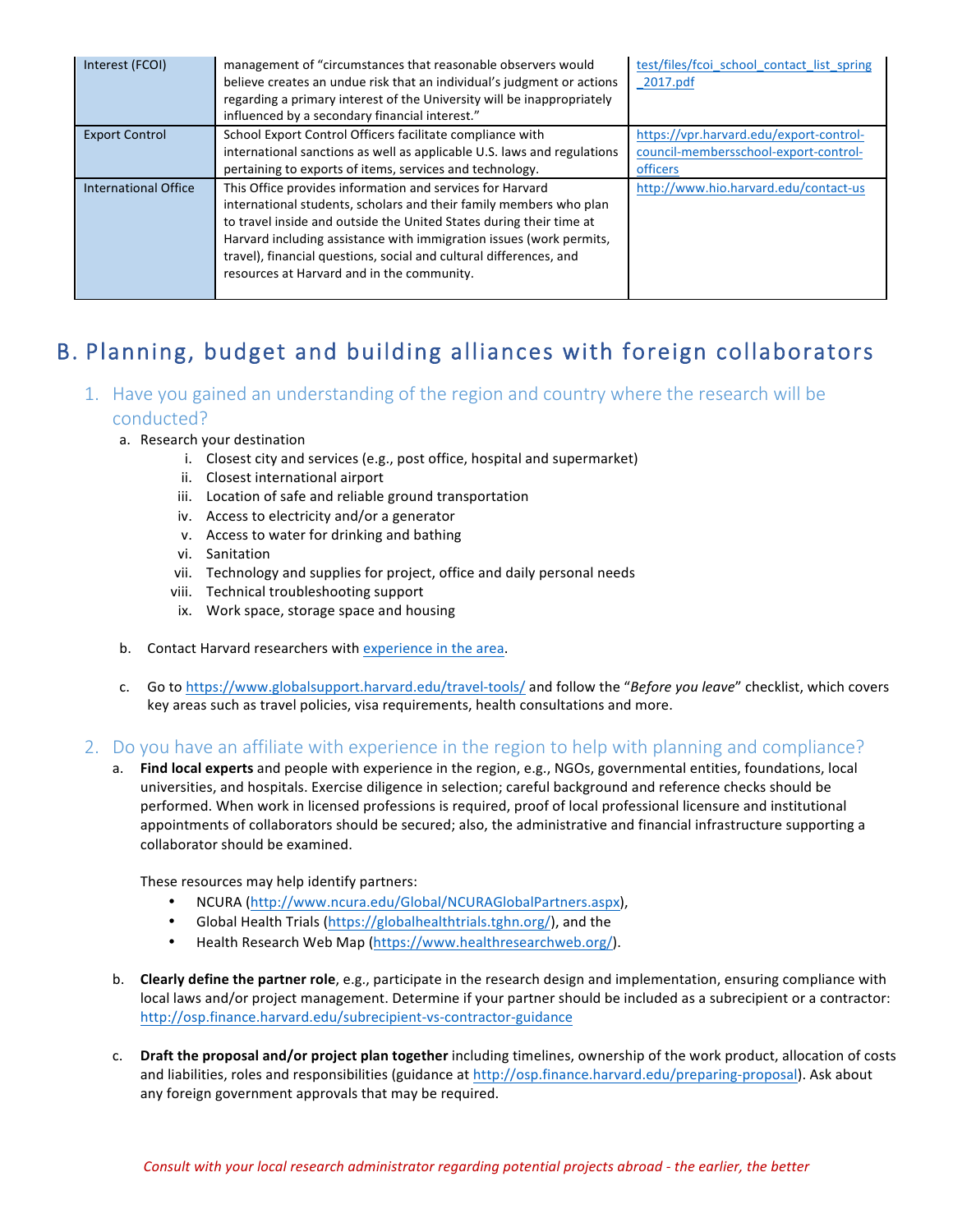| Interest (FCOI) | management of "circumstances that reasonable observers would believe creates an undue risk that an individual's judgment or actions regarding a primary interest of the University will be inappropriately influenced by a secondary financial interest." | test/files/fcoi_school_contact_list_spring_2017.pdf |
|---|---|---|
| Export Control | School Export Control Officers facilitate compliance with international sanctions as well as applicable U.S. laws and regulations pertaining to exports of items, services and technology. | https://vpr.harvard.edu/export-control-council-membersschool-export-control-officers |
| International Office | This Office provides information and services for Harvard international students, scholars and their family members who plan to travel inside and outside the United States during their time at Harvard including assistance with immigration issues (work permits, travel), financial questions, social and cultural differences, and resources at Harvard and in the community. | http://www.hio.harvard.edu/contact-us |

# B. Planning, budget and building alliances with foreign collaborators

## 1. Have you gained an understanding of the region and country where the research will be conducted?

a. Research your destination
   i. Closest city and services (e.g., post office, hospital and supermarket)
   ii. Closest international airport
   iii. Location of safe and reliable ground transportation
   iv. Access to electricity and/or a generator
   v. Access to water for drinking and bathing
   vi. Sanitation
   vii. Technology and supplies for project, office and daily personal needs
   viii. Technical troubleshooting support
   ix. Work space, storage space and housing

b. Contact Harvard researchers with experience in the area.

c. Go to https://www.globalsupport.harvard.edu/travel-tools/ and follow the "*Before you leave*" checklist, which covers key areas such as travel policies, visa requirements, health consultations and more.

## 2. Do you have an affiliate with experience in the region to help with planning and compliance?

a. **Find local experts** and people with experience in the region, e.g., NGOs, governmental entities, foundations, local universities, and hospitals. Exercise diligence in selection; careful background and reference checks should be performed. When work in licensed professions is required, proof of local professional licensure and institutional appointments of collaborators should be secured; also, the administrative and financial infrastructure supporting a collaborator should be examined.

   These resources may help identify partners:
   - NCURA (http://www.ncura.edu/Global/NCURAGlobalPartners.aspx),
   - Global Health Trials (https://globalhealthtrials.tghn.org/), and the
   - Health Research Web Map (https://www.healthresearchweb.org/).

b. **Clearly define the partner role**, e.g., participate in the research design and implementation, ensuring compliance with local laws and/or project management. Determine if your partner should be included as a subrecipient or a contractor: http://osp.finance.harvard.edu/subrecipient-vs-contractor-guidance

c. **Draft the proposal and/or project plan together** including timelines, ownership of the work product, allocation of costs and liabilities, roles and responsibilities (guidance at http://osp.finance.harvard.edu/preparing-proposal). Ask about any foreign government approvals that may be required.

*Consult with your local research administrator regarding potential projects abroad - the earlier, the better*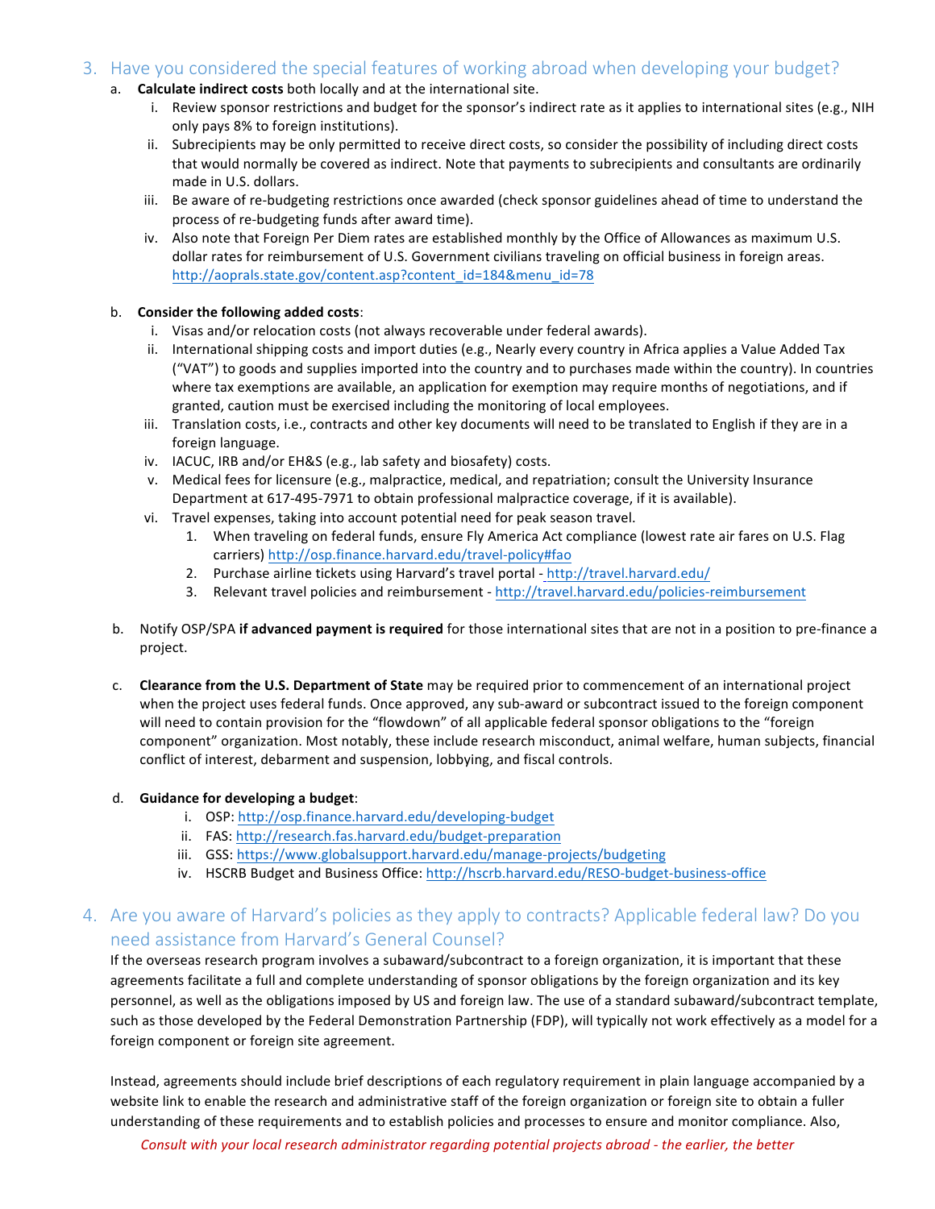## 3. Have you considered the special features of working abroad when developing your budget?

a. **Calculate indirect costs** both locally and at the international site.

   i. Review sponsor restrictions and budget for the sponsor's indirect rate as it applies to international sites (e.g., NIH only pays 8% to foreign institutions).

   ii. Subrecipients may be only permitted to receive direct costs, so consider the possibility of including direct costs that would normally be covered as indirect. Note that payments to subrecipients and consultants are ordinarily made in U.S. dollars.

   iii. Be aware of re-budgeting restrictions once awarded (check sponsor guidelines ahead of time to understand the process of re-budgeting funds after award time).

   iv. Also note that Foreign Per Diem rates are established monthly by the Office of Allowances as maximum U.S. dollar rates for reimbursement of U.S. Government civilians traveling on official business in foreign areas. http://aoprals.state.gov/content.asp?content_id=184&menu_id=78

b. **Consider the following added costs**:

   i. Visas and/or relocation costs (not always recoverable under federal awards).

   ii. International shipping costs and import duties (e.g., Nearly every country in Africa applies a Value Added Tax ("VAT") to goods and supplies imported into the country and to purchases made within the country). In countries where tax exemptions are available, an application for exemption may require months of negotiations, and if granted, caution must be exercised including the monitoring of local employees.

   iii. Translation costs, i.e., contracts and other key documents will need to be translated to English if they are in a foreign language.

   iv. IACUC, IRB and/or EH&S (e.g., lab safety and biosafety) costs.

   v. Medical fees for licensure (e.g., malpractice, medical, and repatriation; consult the University Insurance Department at 617-495-7971 to obtain professional malpractice coverage, if it is available).

   vi. Travel expenses, taking into account potential need for peak season travel.

      1. When traveling on federal funds, ensure Fly America Act compliance (lowest rate air fares on U.S. Flag carriers) http://osp.finance.harvard.edu/travel-policy#fao
      2. Purchase airline tickets using Harvard's travel portal - http://travel.harvard.edu/
      3. Relevant travel policies and reimbursement - http://travel.harvard.edu/policies-reimbursement

b. Notify OSP/SPA **if advanced payment is required** for those international sites that are not in a position to pre-finance a project.

c. **Clearance from the U.S. Department of State** may be required prior to commencement of an international project when the project uses federal funds. Once approved, any sub-award or subcontract issued to the foreign component will need to contain provision for the "flowdown" of all applicable federal sponsor obligations to the "foreign component" organization. Most notably, these include research misconduct, animal welfare, human subjects, financial conflict of interest, debarment and suspension, lobbying, and fiscal controls.

d. **Guidance for developing a budget**:

   i. OSP: http://osp.finance.harvard.edu/developing-budget
   ii. FAS: http://research.fas.harvard.edu/budget-preparation
   iii. GSS: https://www.globalsupport.harvard.edu/manage-projects/budgeting
   iv. HSCRB Budget and Business Office: http://hscrb.harvard.edu/RESO-budget-business-office

## 4. Are you aware of Harvard's policies as they apply to contracts? Applicable federal law? Do you need assistance from Harvard's General Counsel?

If the overseas research program involves a subaward/subcontract to a foreign organization, it is important that these agreements facilitate a full and complete understanding of sponsor obligations by the foreign organization and its key personnel, as well as the obligations imposed by US and foreign law. The use of a standard subaward/subcontract template, such as those developed by the Federal Demonstration Partnership (FDP), will typically not work effectively as a model for a foreign component or foreign site agreement.

Instead, agreements should include brief descriptions of each regulatory requirement in plain language accompanied by a website link to enable the research and administrative staff of the foreign organization or foreign site to obtain a fuller understanding of these requirements and to establish policies and processes to ensure and monitor compliance. Also,

*Consult with your local research administrator regarding potential projects abroad - the earlier, the better*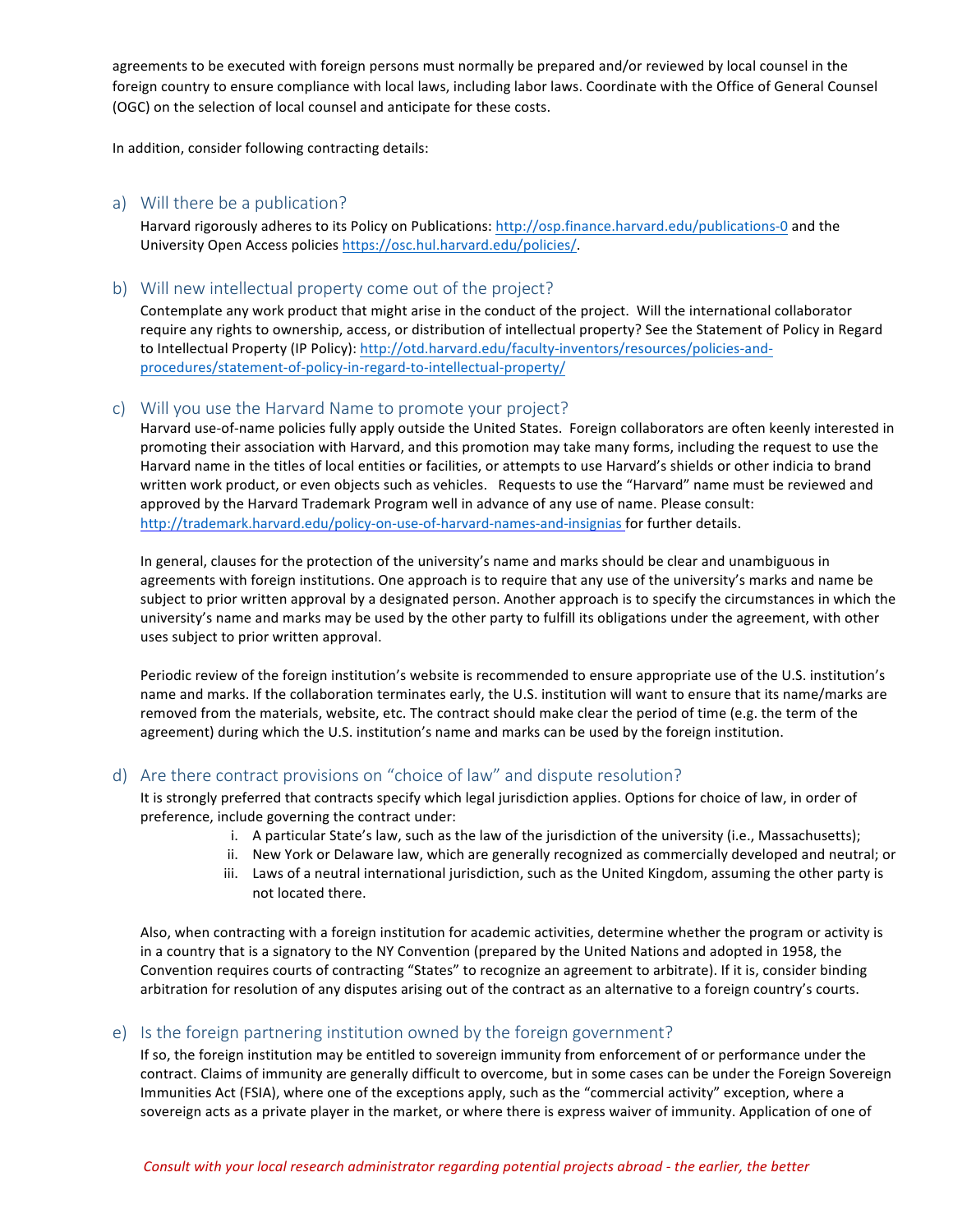agreements to be executed with foreign persons must normally be prepared and/or reviewed by local counsel in the foreign country to ensure compliance with local laws, including labor laws. Coordinate with the Office of General Counsel (OGC) on the selection of local counsel and anticipate for these costs.

In addition, consider following contracting details:

## a) Will there be a publication?

Harvard rigorously adheres to its Policy on Publications: http://osp.finance.harvard.edu/publications-0 and the University Open Access policies https://osc.hul.harvard.edu/policies/.

## b) Will new intellectual property come out of the project?

Contemplate any work product that might arise in the conduct of the project. Will the international collaborator require any rights to ownership, access, or distribution of intellectual property? See the Statement of Policy in Regard to Intellectual Property (IP Policy): http://otd.harvard.edu/faculty-inventors/resources/policies-and-procedures/statement-of-policy-in-regard-to-intellectual-property/

## c) Will you use the Harvard Name to promote your project?

Harvard use-of-name policies fully apply outside the United States. Foreign collaborators are often keenly interested in promoting their association with Harvard, and this promotion may take many forms, including the request to use the Harvard name in the titles of local entities or facilities, or attempts to use Harvard's shields or other indicia to brand written work product, or even objects such as vehicles. Requests to use the "Harvard" name must be reviewed and approved by the Harvard Trademark Program well in advance of any use of name. Please consult: http://trademark.harvard.edu/policy-on-use-of-harvard-names-and-insignias for further details.

In general, clauses for the protection of the university's name and marks should be clear and unambiguous in agreements with foreign institutions. One approach is to require that any use of the university's marks and name be subject to prior written approval by a designated person. Another approach is to specify the circumstances in which the university's name and marks may be used by the other party to fulfill its obligations under the agreement, with other uses subject to prior written approval.

Periodic review of the foreign institution's website is recommended to ensure appropriate use of the U.S. institution's name and marks. If the collaboration terminates early, the U.S. institution will want to ensure that its name/marks are removed from the materials, website, etc. The contract should make clear the period of time (e.g. the term of the agreement) during which the U.S. institution's name and marks can be used by the foreign institution.

## d) Are there contract provisions on "choice of law" and dispute resolution?

It is strongly preferred that contracts specify which legal jurisdiction applies. Options for choice of law, in order of preference, include governing the contract under:

i. A particular State's law, such as the law of the jurisdiction of the university (i.e., Massachusetts);
ii. New York or Delaware law, which are generally recognized as commercially developed and neutral; or
iii. Laws of a neutral international jurisdiction, such as the United Kingdom, assuming the other party is not located there.

Also, when contracting with a foreign institution for academic activities, determine whether the program or activity is in a country that is a signatory to the NY Convention (prepared by the United Nations and adopted in 1958, the Convention requires courts of contracting "States" to recognize an agreement to arbitrate). If it is, consider binding arbitration for resolution of any disputes arising out of the contract as an alternative to a foreign country's courts.

## e) Is the foreign partnering institution owned by the foreign government?

If so, the foreign institution may be entitled to sovereign immunity from enforcement of or performance under the contract. Claims of immunity are generally difficult to overcome, but in some cases can be under the Foreign Sovereign Immunities Act (FSIA), where one of the exceptions apply, such as the "commercial activity" exception, where a sovereign acts as a private player in the market, or where there is express waiver of immunity. Application of one of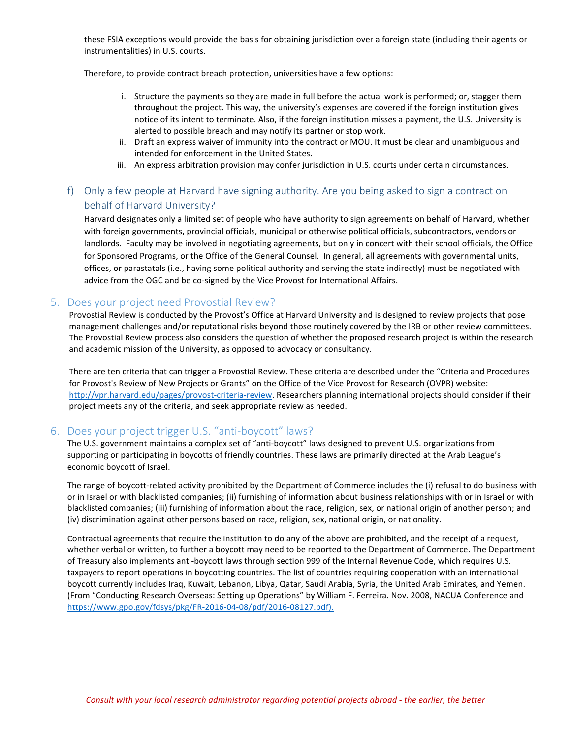these FSIA exceptions would provide the basis for obtaining jurisdiction over a foreign state (including their agents or instrumentalities) in U.S. courts.

Therefore, to provide contract breach protection, universities have a few options:

i. Structure the payments so they are made in full before the actual work is performed; or, stagger them throughout the project. This way, the university's expenses are covered if the foreign institution gives notice of its intent to terminate. Also, if the foreign institution misses a payment, the U.S. University is alerted to possible breach and may notify its partner or stop work.
ii. Draft an express waiver of immunity into the contract or MOU. It must be clear and unambiguous and intended for enforcement in the United States.
iii. An express arbitration provision may confer jurisdiction in U.S. courts under certain circumstances.

### f) Only a few people at Harvard have signing authority. Are you being asked to sign a contract on behalf of Harvard University?

Harvard designates only a limited set of people who have authority to sign agreements on behalf of Harvard, whether with foreign governments, provincial officials, municipal or otherwise political officials, subcontractors, vendors or landlords. Faculty may be involved in negotiating agreements, but only in concert with their school officials, the Office for Sponsored Programs, or the Office of the General Counsel. In general, all agreements with governmental units, offices, or parastatals (i.e., having some political authority and serving the state indirectly) must be negotiated with advice from the OGC and be co-signed by the Vice Provost for International Affairs.

## 5. Does your project need Provostial Review?

Provostial Review is conducted by the Provost's Office at Harvard University and is designed to review projects that pose management challenges and/or reputational risks beyond those routinely covered by the IRB or other review committees. The Provostial Review process also considers the question of whether the proposed research project is within the research and academic mission of the University, as opposed to advocacy or consultancy.

There are ten criteria that can trigger a Provostial Review. These criteria are described under the "Criteria and Procedures for Provost's Review of New Projects or Grants" on the Office of the Vice Provost for Research (OVPR) website: http://vpr.harvard.edu/pages/provost-criteria-review. Researchers planning international projects should consider if their project meets any of the criteria, and seek appropriate review as needed.

## 6. Does your project trigger U.S. "anti-boycott" laws?

The U.S. government maintains a complex set of "anti-boycott" laws designed to prevent U.S. organizations from supporting or participating in boycotts of friendly countries. These laws are primarily directed at the Arab League's economic boycott of Israel.

The range of boycott-related activity prohibited by the Department of Commerce includes the (i) refusal to do business with or in Israel or with blacklisted companies; (ii) furnishing of information about business relationships with or in Israel or with blacklisted companies; (iii) furnishing of information about the race, religion, sex, or national origin of another person; and (iv) discrimination against other persons based on race, religion, sex, national origin, or nationality.

Contractual agreements that require the institution to do any of the above are prohibited, and the receipt of a request, whether verbal or written, to further a boycott may need to be reported to the Department of Commerce. The Department of Treasury also implements anti-boycott laws through section 999 of the Internal Revenue Code, which requires U.S. taxpayers to report operations in boycotting countries. The list of countries requiring cooperation with an international boycott currently includes Iraq, Kuwait, Lebanon, Libya, Qatar, Saudi Arabia, Syria, the United Arab Emirates, and Yemen. (From "Conducting Research Overseas: Setting up Operations" by William F. Ferreira. Nov. 2008, NACUA Conference and https://www.gpo.gov/fdsys/pkg/FR-2016-04-08/pdf/2016-08127.pdf).

*Consult with your local research administrator regarding potential projects abroad - the earlier, the better*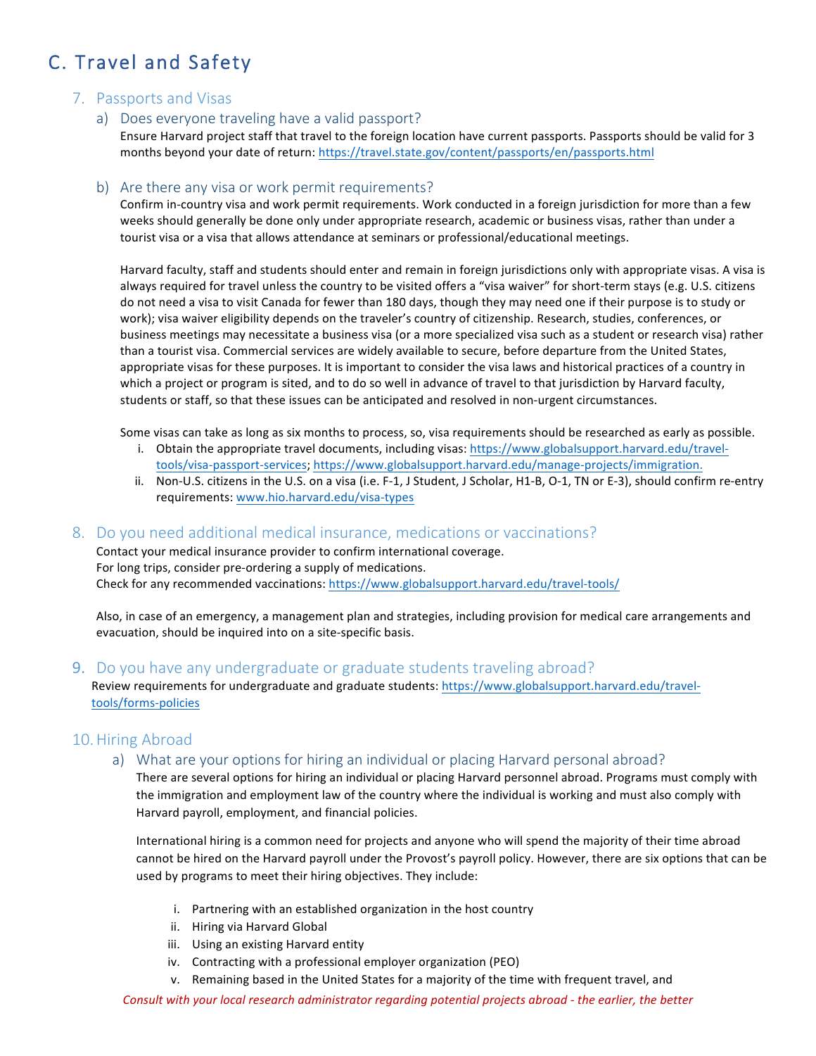# C. Travel and Safety

## 7. Passports and Visas

### a) Does everyone traveling have a valid passport?

Ensure Harvard project staff that travel to the foreign location have current passports. Passports should be valid for 3 months beyond your date of return: https://travel.state.gov/content/passports/en/passports.html

### b) Are there any visa or work permit requirements?

Confirm in-country visa and work permit requirements. Work conducted in a foreign jurisdiction for more than a few weeks should generally be done only under appropriate research, academic or business visas, rather than under a tourist visa or a visa that allows attendance at seminars or professional/educational meetings.

Harvard faculty, staff and students should enter and remain in foreign jurisdictions only with appropriate visas. A visa is always required for travel unless the country to be visited offers a "visa waiver" for short-term stays (e.g. U.S. citizens do not need a visa to visit Canada for fewer than 180 days, though they may need one if their purpose is to study or work); visa waiver eligibility depends on the traveler's country of citizenship. Research, studies, conferences, or business meetings may necessitate a business visa (or a more specialized visa such as a student or research visa) rather than a tourist visa. Commercial services are widely available to secure, before departure from the United States, appropriate visas for these purposes. It is important to consider the visa laws and historical practices of a country in which a project or program is sited, and to do so well in advance of travel to that jurisdiction by Harvard faculty, students or staff, so that these issues can be anticipated and resolved in non-urgent circumstances.

Some visas can take as long as six months to process, so, visa requirements should be researched as early as possible.

i. Obtain the appropriate travel documents, including visas: https://www.globalsupport.harvard.edu/travel-tools/visa-passport-services; https://www.globalsupport.harvard.edu/manage-projects/immigration.
ii. Non-U.S. citizens in the U.S. on a visa (i.e. F-1, J Student, J Scholar, H1-B, O-1, TN or E-3), should confirm re-entry requirements: www.hio.harvard.edu/visa-types

## 8. Do you need additional medical insurance, medications or vaccinations?

Contact your medical insurance provider to confirm international coverage.
For long trips, consider pre-ordering a supply of medications.
Check for any recommended vaccinations: https://www.globalsupport.harvard.edu/travel-tools/

Also, in case of an emergency, a management plan and strategies, including provision for medical care arrangements and evacuation, should be inquired into on a site-specific basis.

## 9. Do you have any undergraduate or graduate students traveling abroad?

Review requirements for undergraduate and graduate students: https://www.globalsupport.harvard.edu/travel-tools/forms-policies

## 10. Hiring Abroad

### a) What are your options for hiring an individual or placing Harvard personal abroad?

There are several options for hiring an individual or placing Harvard personnel abroad. Programs must comply with the immigration and employment law of the country where the individual is working and must also comply with Harvard payroll, employment, and financial policies.

International hiring is a common need for projects and anyone who will spend the majority of their time abroad cannot be hired on the Harvard payroll under the Provost's payroll policy. However, there are six options that can be used by programs to meet their hiring objectives. They include:

i. Partnering with an established organization in the host country
ii. Hiring via Harvard Global
iii. Using an existing Harvard entity
iv. Contracting with a professional employer organization (PEO)
v. Remaining based in the United States for a majority of the time with frequent travel, and

*Consult with your local research administrator regarding potential projects abroad - the earlier, the better*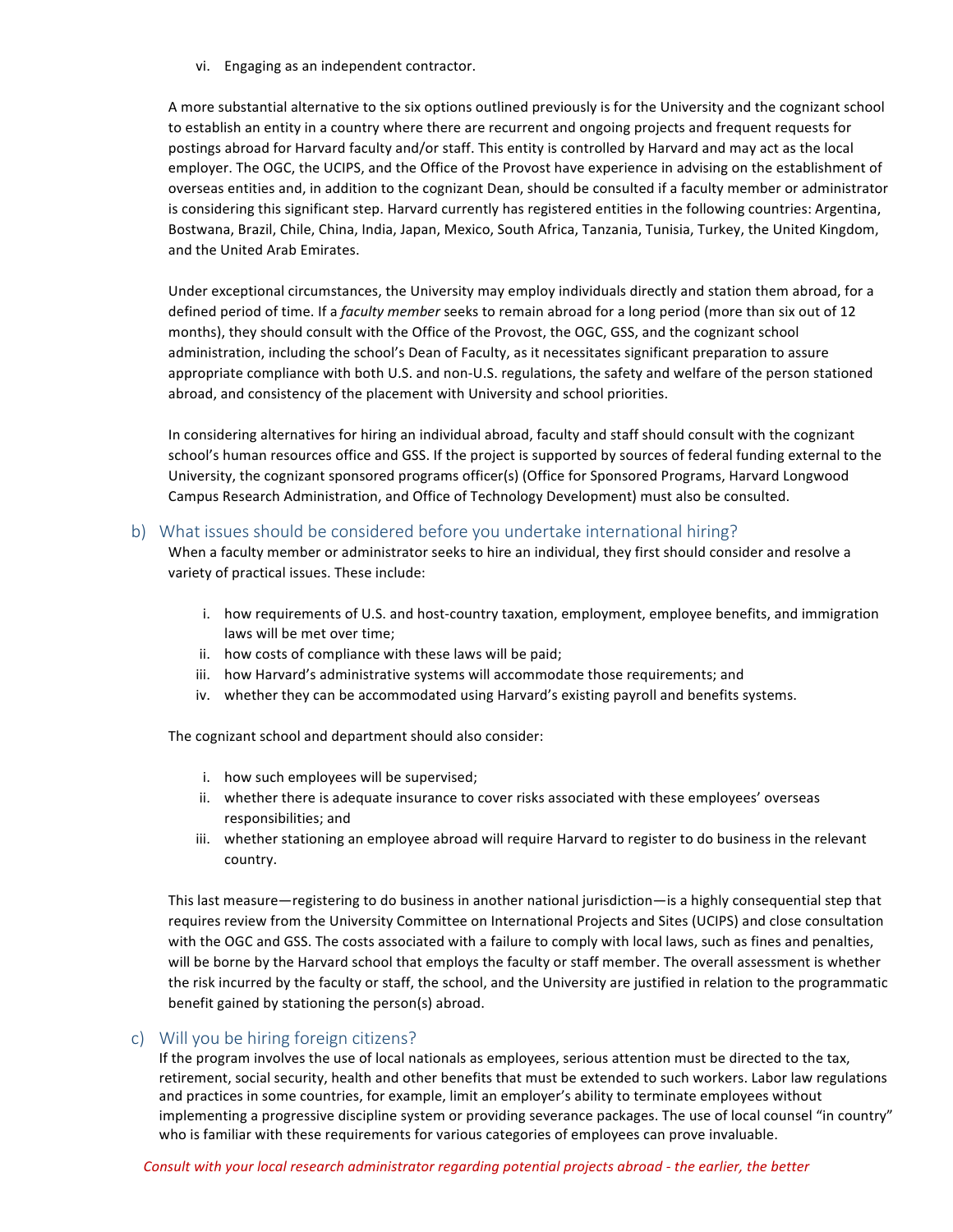vi. Engaging as an independent contractor.

A more substantial alternative to the six options outlined previously is for the University and the cognizant school to establish an entity in a country where there are recurrent and ongoing projects and frequent requests for postings abroad for Harvard faculty and/or staff. This entity is controlled by Harvard and may act as the local employer. The OGC, the UCIPS, and the Office of the Provost have experience in advising on the establishment of overseas entities and, in addition to the cognizant Dean, should be consulted if a faculty member or administrator is considering this significant step. Harvard currently has registered entities in the following countries: Argentina, Bostwana, Brazil, Chile, China, India, Japan, Mexico, South Africa, Tanzania, Tunisia, Turkey, the United Kingdom, and the United Arab Emirates.

Under exceptional circumstances, the University may employ individuals directly and station them abroad, for a defined period of time. If a *faculty member* seeks to remain abroad for a long period (more than six out of 12 months), they should consult with the Office of the Provost, the OGC, GSS, and the cognizant school administration, including the school's Dean of Faculty, as it necessitates significant preparation to assure appropriate compliance with both U.S. and non-U.S. regulations, the safety and welfare of the person stationed abroad, and consistency of the placement with University and school priorities.

In considering alternatives for hiring an individual abroad, faculty and staff should consult with the cognizant school's human resources office and GSS. If the project is supported by sources of federal funding external to the University, the cognizant sponsored programs officer(s) (Office for Sponsored Programs, Harvard Longwood Campus Research Administration, and Office of Technology Development) must also be consulted.

### b) What issues should be considered before you undertake international hiring?

When a faculty member or administrator seeks to hire an individual, they first should consider and resolve a variety of practical issues. These include:

i. how requirements of U.S. and host-country taxation, employment, employee benefits, and immigration laws will be met over time;
ii. how costs of compliance with these laws will be paid;
iii. how Harvard's administrative systems will accommodate those requirements; and
iv. whether they can be accommodated using Harvard's existing payroll and benefits systems.

The cognizant school and department should also consider:

i. how such employees will be supervised;
ii. whether there is adequate insurance to cover risks associated with these employees' overseas responsibilities; and
iii. whether stationing an employee abroad will require Harvard to register to do business in the relevant country.

This last measure—registering to do business in another national jurisdiction—is a highly consequential step that requires review from the University Committee on International Projects and Sites (UCIPS) and close consultation with the OGC and GSS. The costs associated with a failure to comply with local laws, such as fines and penalties, will be borne by the Harvard school that employs the faculty or staff member. The overall assessment is whether the risk incurred by the faculty or staff, the school, and the University are justified in relation to the programmatic benefit gained by stationing the person(s) abroad.

### c) Will you be hiring foreign citizens?

If the program involves the use of local nationals as employees, serious attention must be directed to the tax, retirement, social security, health and other benefits that must be extended to such workers. Labor law regulations and practices in some countries, for example, limit an employer's ability to terminate employees without implementing a progressive discipline system or providing severance packages. The use of local counsel "in country" who is familiar with these requirements for various categories of employees can prove invaluable.

*Consult with your local research administrator regarding potential projects abroad - the earlier, the better*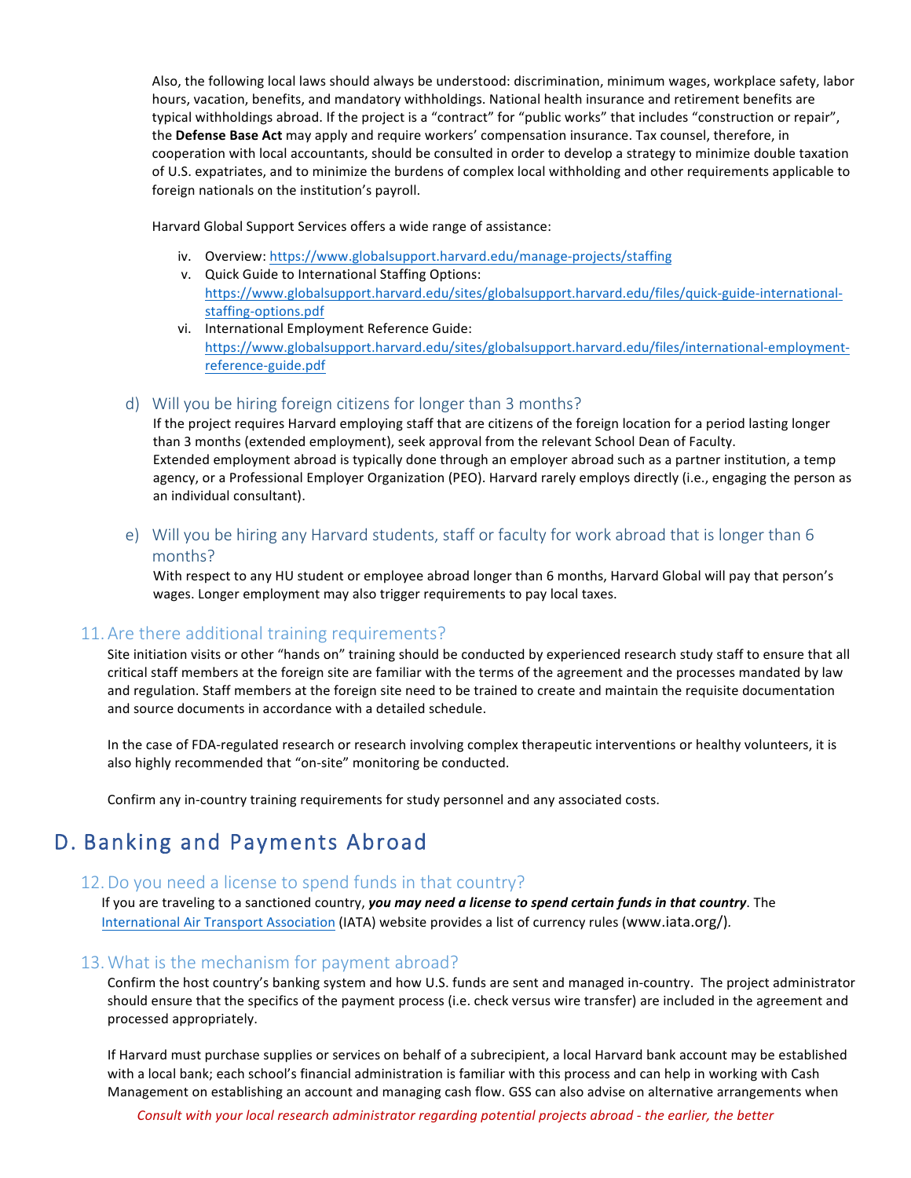Also, the following local laws should always be understood: discrimination, minimum wages, workplace safety, labor hours, vacation, benefits, and mandatory withholdings. National health insurance and retirement benefits are typical withholdings abroad. If the project is a "contract" for "public works" that includes "construction or repair", the **Defense Base Act** may apply and require workers' compensation insurance. Tax counsel, therefore, in cooperation with local accountants, should be consulted in order to develop a strategy to minimize double taxation of U.S. expatriates, and to minimize the burdens of complex local withholding and other requirements applicable to foreign nationals on the institution's payroll.

Harvard Global Support Services offers a wide range of assistance:

iv. Overview: https://www.globalsupport.harvard.edu/manage-projects/staffing
v. Quick Guide to International Staffing Options: https://www.globalsupport.harvard.edu/sites/globalsupport.harvard.edu/files/quick-guide-international-staffing-options.pdf
vi. International Employment Reference Guide: https://www.globalsupport.harvard.edu/sites/globalsupport.harvard.edu/files/international-employment-reference-guide.pdf

### d) Will you be hiring foreign citizens for longer than 3 months?

If the project requires Harvard employing staff that are citizens of the foreign location for a period lasting longer than 3 months (extended employment), seek approval from the relevant School Dean of Faculty.
Extended employment abroad is typically done through an employer abroad such as a partner institution, a temp agency, or a Professional Employer Organization (PEO). Harvard rarely employs directly (i.e., engaging the person as an individual consultant).

### e) Will you be hiring any Harvard students, staff or faculty for work abroad that is longer than 6 months?

With respect to any HU student or employee abroad longer than 6 months, Harvard Global will pay that person's wages. Longer employment may also trigger requirements to pay local taxes.

## 11. Are there additional training requirements?

Site initiation visits or other "hands on" training should be conducted by experienced research study staff to ensure that all critical staff members at the foreign site are familiar with the terms of the agreement and the processes mandated by law and regulation. Staff members at the foreign site need to be trained to create and maintain the requisite documentation and source documents in accordance with a detailed schedule.

In the case of FDA-regulated research or research involving complex therapeutic interventions or healthy volunteers, it is also highly recommended that "on-site" monitoring be conducted.

Confirm any in-country training requirements for study personnel and any associated costs.

# D. Banking and Payments Abroad

## 12. Do you need a license to spend funds in that country?

If you are traveling to a sanctioned country, ***you may need a license to spend certain funds in that country***. The International Air Transport Association (IATA) website provides a list of currency rules (www.iata.org/).

## 13. What is the mechanism for payment abroad?

Confirm the host country's banking system and how U.S. funds are sent and managed in-country. The project administrator should ensure that the specifics of the payment process (i.e. check versus wire transfer) are included in the agreement and processed appropriately.

If Harvard must purchase supplies or services on behalf of a subrecipient, a local Harvard bank account may be established with a local bank; each school's financial administration is familiar with this process and can help in working with Cash Management on establishing an account and managing cash flow. GSS can also advise on alternative arrangements when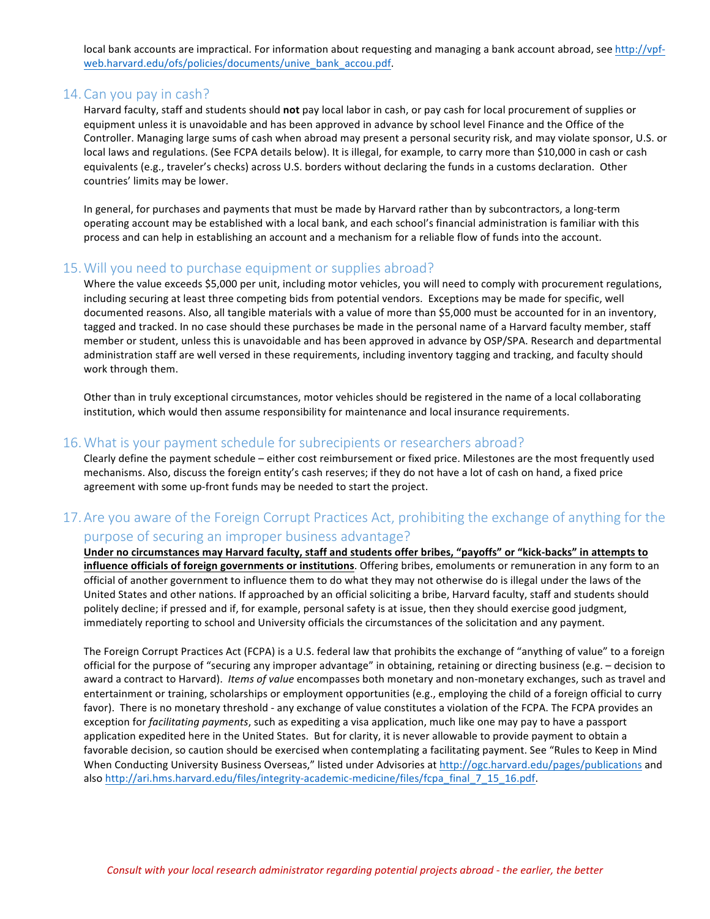local bank accounts are impractical. For information about requesting and managing a bank account abroad, see http://vpf-web.harvard.edu/ofs/policies/documents/unive_bank_accou.pdf.

## 14. Can you pay in cash?

Harvard faculty, staff and students should **not** pay local labor in cash, or pay cash for local procurement of supplies or equipment unless it is unavoidable and has been approved in advance by school level Finance and the Office of the Controller. Managing large sums of cash when abroad may present a personal security risk, and may violate sponsor, U.S. or local laws and regulations. (See FCPA details below). It is illegal, for example, to carry more than $10,000 in cash or cash equivalents (e.g., traveler's checks) across U.S. borders without declaring the funds in a customs declaration. Other countries' limits may be lower.

In general, for purchases and payments that must be made by Harvard rather than by subcontractors, a long-term operating account may be established with a local bank, and each school's financial administration is familiar with this process and can help in establishing an account and a mechanism for a reliable flow of funds into the account.

## 15. Will you need to purchase equipment or supplies abroad?

Where the value exceeds $5,000 per unit, including motor vehicles, you will need to comply with procurement regulations, including securing at least three competing bids from potential vendors. Exceptions may be made for specific, well documented reasons. Also, all tangible materials with a value of more than $5,000 must be accounted for in an inventory, tagged and tracked. In no case should these purchases be made in the personal name of a Harvard faculty member, staff member or student, unless this is unavoidable and has been approved in advance by OSP/SPA. Research and departmental administration staff are well versed in these requirements, including inventory tagging and tracking, and faculty should work through them.

Other than in truly exceptional circumstances, motor vehicles should be registered in the name of a local collaborating institution, which would then assume responsibility for maintenance and local insurance requirements.

## 16. What is your payment schedule for subrecipients or researchers abroad?

Clearly define the payment schedule – either cost reimbursement or fixed price. Milestones are the most frequently used mechanisms. Also, discuss the foreign entity's cash reserves; if they do not have a lot of cash on hand, a fixed price agreement with some up-front funds may be needed to start the project.

## 17. Are you aware of the Foreign Corrupt Practices Act, prohibiting the exchange of anything for the purpose of securing an improper business advantage?

**<u>Under no circumstances may Harvard faculty, staff and students offer bribes, "payoffs" or "kick-backs" in attempts to influence officials of foreign governments or institutions</u>**. Offering bribes, emoluments or remuneration in any form to an official of another government to influence them to do what they may not otherwise do is illegal under the laws of the United States and other nations. If approached by an official soliciting a bribe, Harvard faculty, staff and students should politely decline; if pressed and if, for example, personal safety is at issue, then they should exercise good judgment, immediately reporting to school and University officials the circumstances of the solicitation and any payment.

The Foreign Corrupt Practices Act (FCPA) is a U.S. federal law that prohibits the exchange of "anything of value" to a foreign official for the purpose of "securing any improper advantage" in obtaining, retaining or directing business (e.g. – decision to award a contract to Harvard). *Items of value* encompasses both monetary and non-monetary exchanges, such as travel and entertainment or training, scholarships or employment opportunities (e.g., employing the child of a foreign official to curry favor). There is no monetary threshold - any exchange of value constitutes a violation of the FCPA. The FCPA provides an exception for *facilitating payments*, such as expediting a visa application, much like one may pay to have a passport application expedited here in the United States. But for clarity, it is never allowable to provide payment to obtain a favorable decision, so caution should be exercised when contemplating a facilitating payment. See "Rules to Keep in Mind When Conducting University Business Overseas," listed under Advisories at http://ogc.harvard.edu/pages/publications and also http://ari.hms.harvard.edu/files/integrity-academic-medicine/files/fcpa_final_7_15_16.pdf.

*Consult with your local research administrator regarding potential projects abroad - the earlier, the better*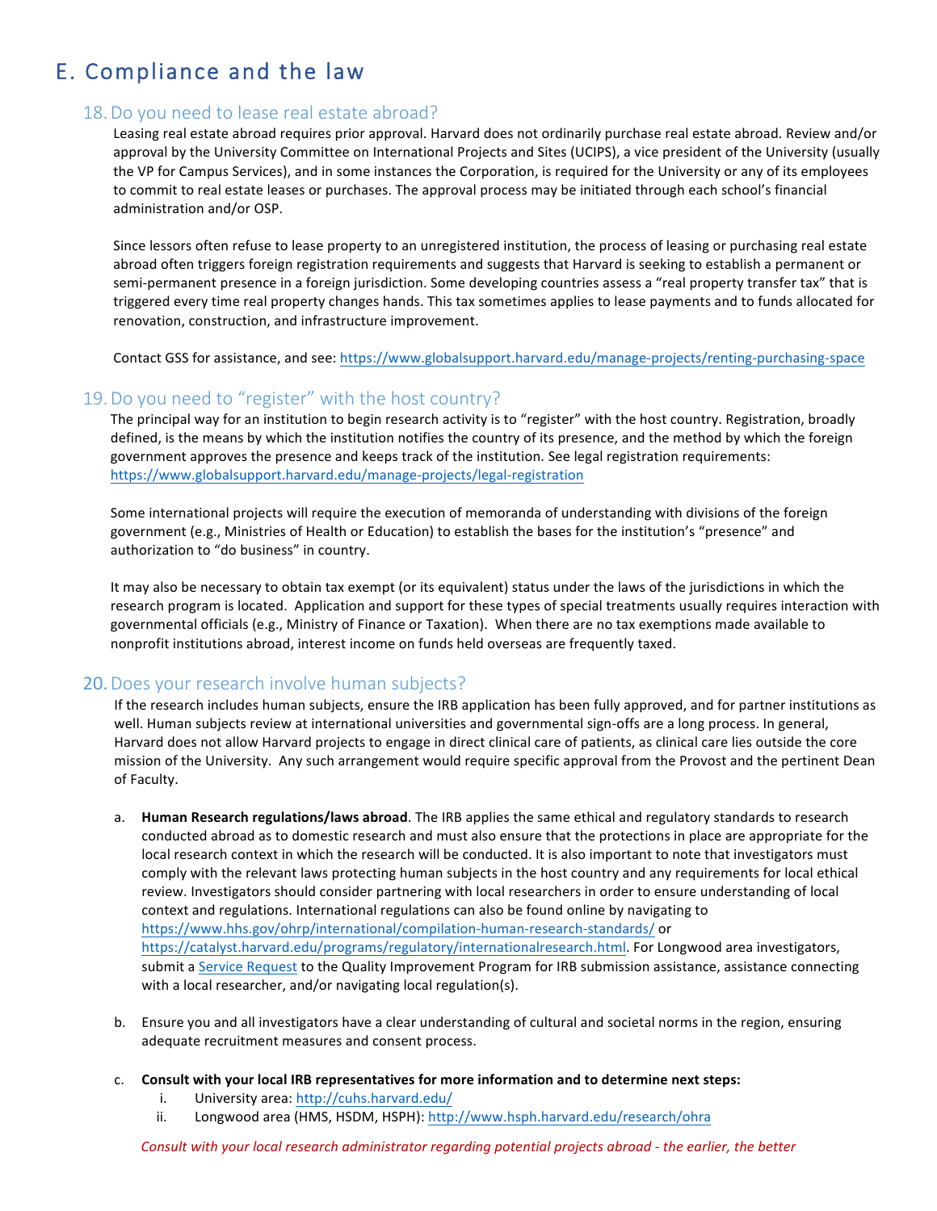# E. Compliance and the law

## 18. Do you need to lease real estate abroad?

Leasing real estate abroad requires prior approval. Harvard does not ordinarily purchase real estate abroad. Review and/or approval by the University Committee on International Projects and Sites (UCIPS), a vice president of the University (usually the VP for Campus Services), and in some instances the Corporation, is required for the University or any of its employees to commit to real estate leases or purchases. The approval process may be initiated through each school's financial administration and/or OSP.

Since lessors often refuse to lease property to an unregistered institution, the process of leasing or purchasing real estate abroad often triggers foreign registration requirements and suggests that Harvard is seeking to establish a permanent or semi-permanent presence in a foreign jurisdiction. Some developing countries assess a "real property transfer tax" that is triggered every time real property changes hands. This tax sometimes applies to lease payments and to funds allocated for renovation, construction, and infrastructure improvement.

Contact GSS for assistance, and see: https://www.globalsupport.harvard.edu/manage-projects/renting-purchasing-space

## 19. Do you need to "register" with the host country?

The principal way for an institution to begin research activity is to "register" with the host country. Registration, broadly defined, is the means by which the institution notifies the country of its presence, and the method by which the foreign government approves the presence and keeps track of the institution. See legal registration requirements: https://www.globalsupport.harvard.edu/manage-projects/legal-registration

Some international projects will require the execution of memoranda of understanding with divisions of the foreign government (e.g., Ministries of Health or Education) to establish the bases for the institution's "presence" and authorization to "do business" in country.

It may also be necessary to obtain tax exempt (or its equivalent) status under the laws of the jurisdictions in which the research program is located. Application and support for these types of special treatments usually requires interaction with governmental officials (e.g., Ministry of Finance or Taxation). When there are no tax exemptions made available to nonprofit institutions abroad, interest income on funds held overseas are frequently taxed.

## 20. Does your research involve human subjects?

If the research includes human subjects, ensure the IRB application has been fully approved, and for partner institutions as well. Human subjects review at international universities and governmental sign-offs are a long process. In general, Harvard does not allow Harvard projects to engage in direct clinical care of patients, as clinical care lies outside the core mission of the University. Any such arrangement would require specific approval from the Provost and the pertinent Dean of Faculty.

a. **Human Research regulations/laws abroad**. The IRB applies the same ethical and regulatory standards to research conducted abroad as to domestic research and must also ensure that the protections in place are appropriate for the local research context in which the research will be conducted. It is also important to note that investigators must comply with the relevant laws protecting human subjects in the host country and any requirements for local ethical review. Investigators should consider partnering with local researchers in order to ensure understanding of local context and regulations. International regulations can also be found online by navigating to https://www.hhs.gov/ohrp/international/compilation-human-research-standards/ or https://catalyst.harvard.edu/programs/regulatory/internationalresearch.html. For Longwood area investigators, submit a Service Request to the Quality Improvement Program for IRB submission assistance, assistance connecting with a local researcher, and/or navigating local regulation(s).

b. Ensure you and all investigators have a clear understanding of cultural and societal norms in the region, ensuring adequate recruitment measures and consent process.

c. **Consult with your local IRB representatives for more information and to determine next steps:**
   i. University area: http://cuhs.harvard.edu/
   ii. Longwood area (HMS, HSDM, HSPH): http://www.hsph.harvard.edu/research/ohra

*Consult with your local research administrator regarding potential projects abroad - the earlier, the better*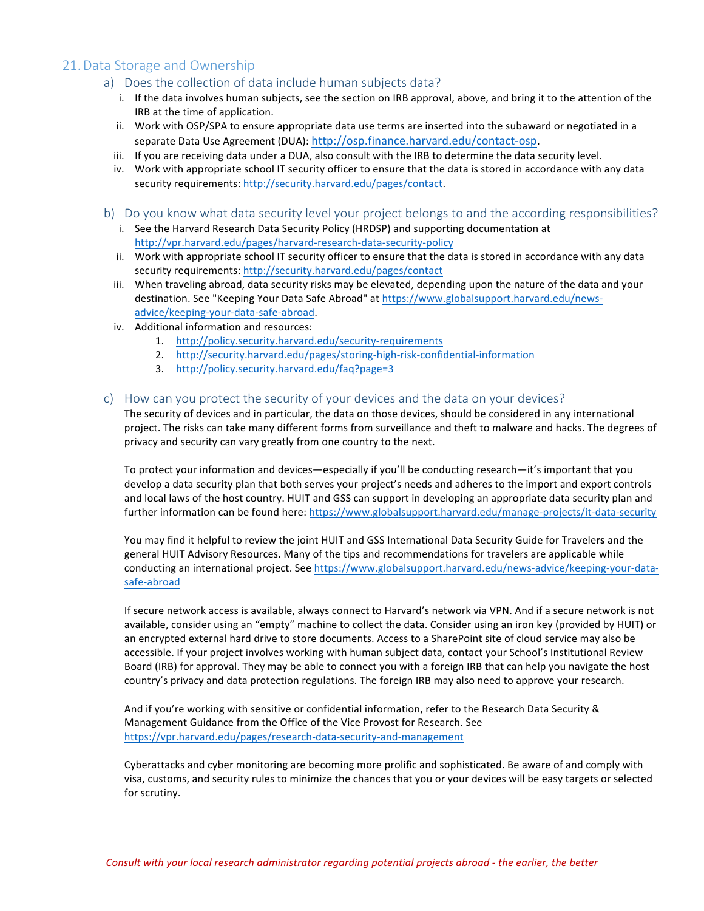## 21. Data Storage and Ownership

### a) Does the collection of data include human subjects data?

i. If the data involves human subjects, see the section on IRB approval, above, and bring it to the attention of the IRB at the time of application.

ii. Work with OSP/SPA to ensure appropriate data use terms are inserted into the subaward or negotiated in a separate Data Use Agreement (DUA): http://osp.finance.harvard.edu/contact-osp.

iii. If you are receiving data under a DUA, also consult with the IRB to determine the data security level.

iv. Work with appropriate school IT security officer to ensure that the data is stored in accordance with any data security requirements: http://security.harvard.edu/pages/contact.

### b) Do you know what data security level your project belongs to and the according responsibilities?

i. See the Harvard Research Data Security Policy (HRDSP) and supporting documentation at http://vpr.harvard.edu/pages/harvard-research-data-security-policy

ii. Work with appropriate school IT security officer to ensure that the data is stored in accordance with any data security requirements: http://security.harvard.edu/pages/contact

iii. When traveling abroad, data security risks may be elevated, depending upon the nature of the data and your destination. See "Keeping Your Data Safe Abroad" at https://www.globalsupport.harvard.edu/news-advice/keeping-your-data-safe-abroad.

iv. Additional information and resources:
1. http://policy.security.harvard.edu/security-requirements
2. http://security.harvard.edu/pages/storing-high-risk-confidential-information
3. http://policy.security.harvard.edu/faq?page=3

### c) How can you protect the security of your devices and the data on your devices?

The security of devices and in particular, the data on those devices, should be considered in any international project. The risks can take many different forms from surveillance and theft to malware and hacks. The degrees of privacy and security can vary greatly from one country to the next.

To protect your information and devices—especially if you'll be conducting research—it's important that you develop a data security plan that both serves your project's needs and adheres to the import and export controls and local laws of the host country. HUIT and GSS can support in developing an appropriate data security plan and further information can be found here: https://www.globalsupport.harvard.edu/manage-projects/it-data-security

You may find it helpful to review the joint HUIT and GSS International Data Security Guide for Travele**rs** and the general HUIT Advisory Resources. Many of the tips and recommendations for travelers are applicable while conducting an international project. See https://www.globalsupport.harvard.edu/news-advice/keeping-your-data-safe-abroad

If secure network access is available, always connect to Harvard's network via VPN. And if a secure network is not available, consider using an "empty" machine to collect the data. Consider using an iron key (provided by HUIT) or an encrypted external hard drive to store documents. Access to a SharePoint site of cloud service may also be accessible. If your project involves working with human subject data, contact your School's Institutional Review Board (IRB) for approval. They may be able to connect you with a foreign IRB that can help you navigate the host country's privacy and data protection regulations. The foreign IRB may also need to approve your research.

And if you're working with sensitive or confidential information, refer to the Research Data Security & Management Guidance from the Office of the Vice Provost for Research. See https://vpr.harvard.edu/pages/research-data-security-and-management

Cyberattacks and cyber monitoring are becoming more prolific and sophisticated. Be aware of and comply with visa, customs, and security rules to minimize the chances that you or your devices will be easy targets or selected for scrutiny.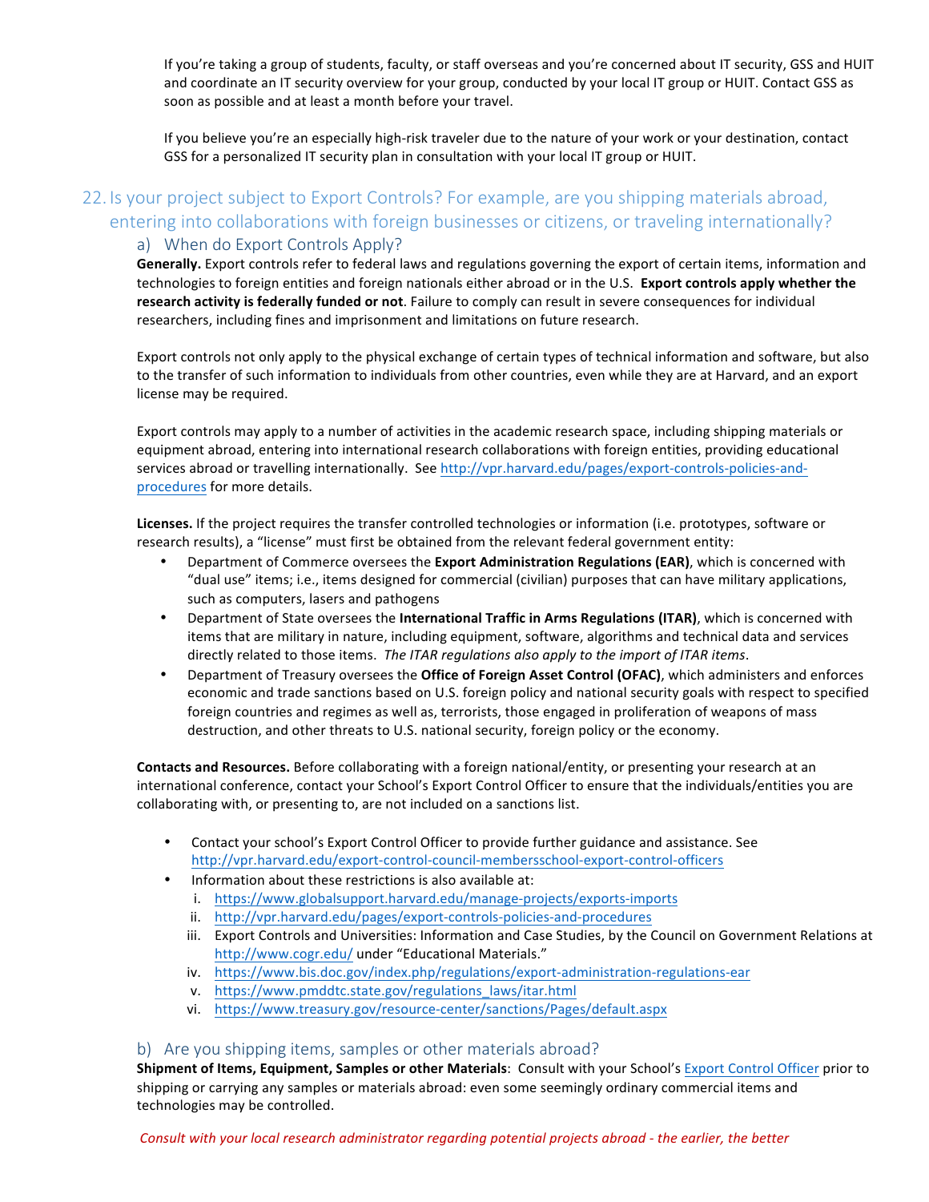If you're taking a group of students, faculty, or staff overseas and you're concerned about IT security, GSS and HUIT and coordinate an IT security overview for your group, conducted by your local IT group or HUIT. Contact GSS as soon as possible and at least a month before your travel.

If you believe you're an especially high-risk traveler due to the nature of your work or your destination, contact GSS for a personalized IT security plan in consultation with your local IT group or HUIT.

## 22. Is your project subject to Export Controls? For example, are you shipping materials abroad, entering into collaborations with foreign businesses or citizens, or traveling internationally?

### a) When do Export Controls Apply?

**Generally.** Export controls refer to federal laws and regulations governing the export of certain items, information and technologies to foreign entities and foreign nationals either abroad or in the U.S. **Export controls apply whether the research activity is federally funded or not**. Failure to comply can result in severe consequences for individual researchers, including fines and imprisonment and limitations on future research.

Export controls not only apply to the physical exchange of certain types of technical information and software, but also to the transfer of such information to individuals from other countries, even while they are at Harvard, and an export license may be required.

Export controls may apply to a number of activities in the academic research space, including shipping materials or equipment abroad, entering into international research collaborations with foreign entities, providing educational services abroad or travelling internationally. See http://vpr.harvard.edu/pages/export-controls-policies-and-procedures for more details.

**Licenses.** If the project requires the transfer controlled technologies or information (i.e. prototypes, software or research results), a "license" must first be obtained from the relevant federal government entity:

- Department of Commerce oversees the **Export Administration Regulations (EAR)**, which is concerned with "dual use" items; i.e., items designed for commercial (civilian) purposes that can have military applications, such as computers, lasers and pathogens
- Department of State oversees the **International Traffic in Arms Regulations (ITAR)**, which is concerned with items that are military in nature, including equipment, software, algorithms and technical data and services directly related to those items. *The ITAR regulations also apply to the import of ITAR items*.
- Department of Treasury oversees the **Office of Foreign Asset Control (OFAC)**, which administers and enforces economic and trade sanctions based on U.S. foreign policy and national security goals with respect to specified foreign countries and regimes as well as, terrorists, those engaged in proliferation of weapons of mass destruction, and other threats to U.S. national security, foreign policy or the economy.

**Contacts and Resources.** Before collaborating with a foreign national/entity, or presenting your research at an international conference, contact your School's Export Control Officer to ensure that the individuals/entities you are collaborating with, or presenting to, are not included on a sanctions list.

- Contact your school's Export Control Officer to provide further guidance and assistance. See http://vpr.harvard.edu/export-control-council-membersschool-export-control-officers
- Information about these restrictions is also available at:
  i. https://www.globalsupport.harvard.edu/manage-projects/exports-imports
  ii. http://vpr.harvard.edu/pages/export-controls-policies-and-procedures
  iii. Export Controls and Universities: Information and Case Studies, by the Council on Government Relations at http://www.cogr.edu/ under "Educational Materials."
  iv. https://www.bis.doc.gov/index.php/regulations/export-administration-regulations-ear
  v. https://www.pmddtc.state.gov/regulations_laws/itar.html
  vi. https://www.treasury.gov/resource-center/sanctions/Pages/default.aspx

### b) Are you shipping items, samples or other materials abroad?

**Shipment of Items, Equipment, Samples or other Materials**: Consult with your School's Export Control Officer prior to shipping or carrying any samples or materials abroad: even some seemingly ordinary commercial items and technologies may be controlled.

*Consult with your local research administrator regarding potential projects abroad - the earlier, the better*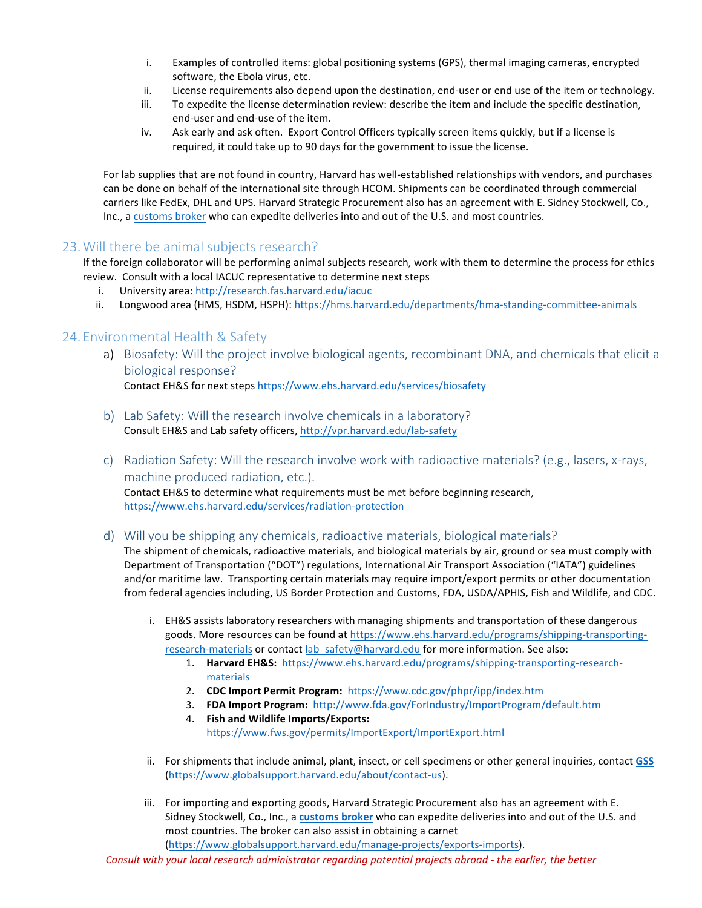i. Examples of controlled items: global positioning systems (GPS), thermal imaging cameras, encrypted software, the Ebola virus, etc.

ii. License requirements also depend upon the destination, end-user or end use of the item or technology.

iii. To expedite the license determination review: describe the item and include the specific destination, end-user and end-use of the item.

iv. Ask early and ask often. Export Control Officers typically screen items quickly, but if a license is required, it could take up to 90 days for the government to issue the license.

For lab supplies that are not found in country, Harvard has well-established relationships with vendors, and purchases can be done on behalf of the international site through HCOM. Shipments can be coordinated through commercial carriers like FedEx, DHL and UPS. Harvard Strategic Procurement also has an agreement with E. Sidney Stockwell, Co., Inc., a customs broker who can expedite deliveries into and out of the U.S. and most countries.

## 23. Will there be animal subjects research?

If the foreign collaborator will be performing animal subjects research, work with them to determine the process for ethics review. Consult with a local IACUC representative to determine next steps

i. University area: http://research.fas.harvard.edu/iacuc

ii. Longwood area (HMS, HSDM, HSPH): https://hms.harvard.edu/departments/hma-standing-committee-animals

## 24. Environmental Health & Safety

### a) Biosafety: Will the project involve biological agents, recombinant DNA, and chemicals that elicit a biological response?

Contact EH&S for next steps https://www.ehs.harvard.edu/services/biosafety

### b) Lab Safety: Will the research involve chemicals in a laboratory?

Consult EH&S and Lab safety officers, http://vpr.harvard.edu/lab-safety

### c) Radiation Safety: Will the research involve work with radioactive materials? (e.g., lasers, x-rays, machine produced radiation, etc.).

Contact EH&S to determine what requirements must be met before beginning research, https://www.ehs.harvard.edu/services/radiation-protection

### d) Will you be shipping any chemicals, radioactive materials, biological materials?

The shipment of chemicals, radioactive materials, and biological materials by air, ground or sea must comply with Department of Transportation ("DOT") regulations, International Air Transport Association ("IATA") guidelines and/or maritime law. Transporting certain materials may require import/export permits or other documentation from federal agencies including, US Border Protection and Customs, FDA, USDA/APHIS, Fish and Wildlife, and CDC.

i. EH&S assists laboratory researchers with managing shipments and transportation of these dangerous goods. More resources can be found at https://www.ehs.harvard.edu/programs/shipping-transporting-research-materials or contact lab_safety@harvard.edu for more information. See also:

1. **Harvard EH&S:** https://www.ehs.harvard.edu/programs/shipping-transporting-research-materials
2. **CDC Import Permit Program:** https://www.cdc.gov/phpr/ipp/index.htm
3. **FDA Import Program:** http://www.fda.gov/ForIndustry/ImportProgram/default.htm
4. **Fish and Wildlife Imports/Exports:** https://www.fws.gov/permits/ImportExport/ImportExport.html

ii. For shipments that include animal, plant, insect, or cell specimens or other general inquiries, contact **GSS** (https://www.globalsupport.harvard.edu/about/contact-us).

iii. For importing and exporting goods, Harvard Strategic Procurement also has an agreement with E. Sidney Stockwell, Co., Inc., a **customs broker** who can expedite deliveries into and out of the U.S. and most countries. The broker can also assist in obtaining a carnet (https://www.globalsupport.harvard.edu/manage-projects/exports-imports).

*Consult with your local research administrator regarding potential projects abroad - the earlier, the better*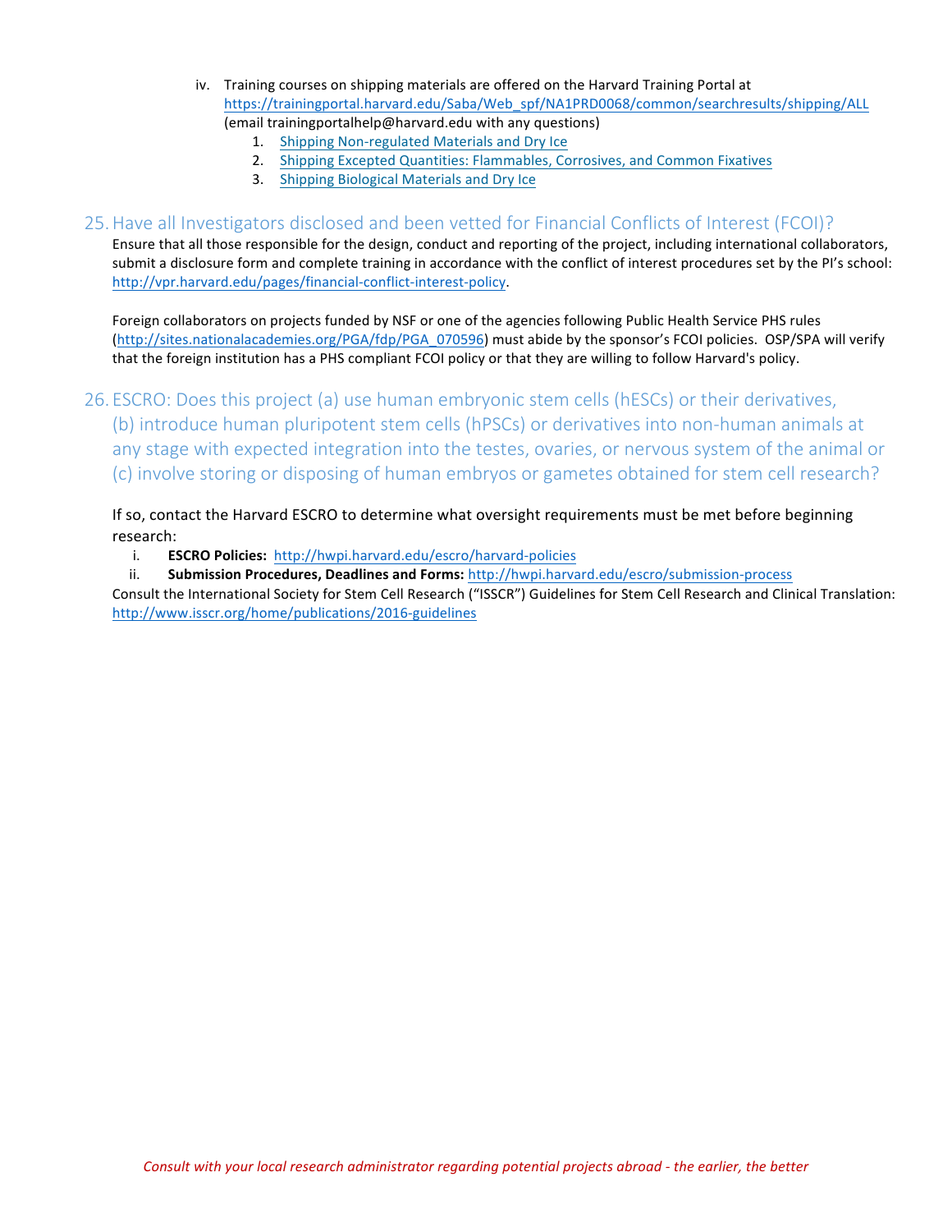iv. Training courses on shipping materials are offered on the Harvard Training Portal at https://trainingportal.harvard.edu/Saba/Web_spf/NA1PRD0068/common/searchresults/shipping/ALL (email trainingportalhelp@harvard.edu with any questions)

1. Shipping Non-regulated Materials and Dry Ice
2. Shipping Excepted Quantities: Flammables, Corrosives, and Common Fixatives
3. Shipping Biological Materials and Dry Ice

## 25. Have all Investigators disclosed and been vetted for Financial Conflicts of Interest (FCOI)?

Ensure that all those responsible for the design, conduct and reporting of the project, including international collaborators, submit a disclosure form and complete training in accordance with the conflict of interest procedures set by the PI's school: http://vpr.harvard.edu/pages/financial-conflict-interest-policy.

Foreign collaborators on projects funded by NSF or one of the agencies following Public Health Service PHS rules (http://sites.nationalacademies.org/PGA/fdp/PGA_070596) must abide by the sponsor's FCOI policies. OSP/SPA will verify that the foreign institution has a PHS compliant FCOI policy or that they are willing to follow Harvard's policy.

## 26. ESCRO: Does this project (a) use human embryonic stem cells (hESCs) or their derivatives, (b) introduce human pluripotent stem cells (hPSCs) or derivatives into non-human animals at any stage with expected integration into the testes, ovaries, or nervous system of the animal or (c) involve storing or disposing of human embryos or gametes obtained for stem cell research?

If so, contact the Harvard ESCRO to determine what oversight requirements must be met before beginning research:

i. **ESCRO Policies:** http://hwpi.harvard.edu/escro/harvard-policies
ii. **Submission Procedures, Deadlines and Forms:** http://hwpi.harvard.edu/escro/submission-process

Consult the International Society for Stem Cell Research ("ISSCR") Guidelines for Stem Cell Research and Clinical Translation: http://www.isscr.org/home/publications/2016-guidelines

*Consult with your local research administrator regarding potential projects abroad - the earlier, the better*